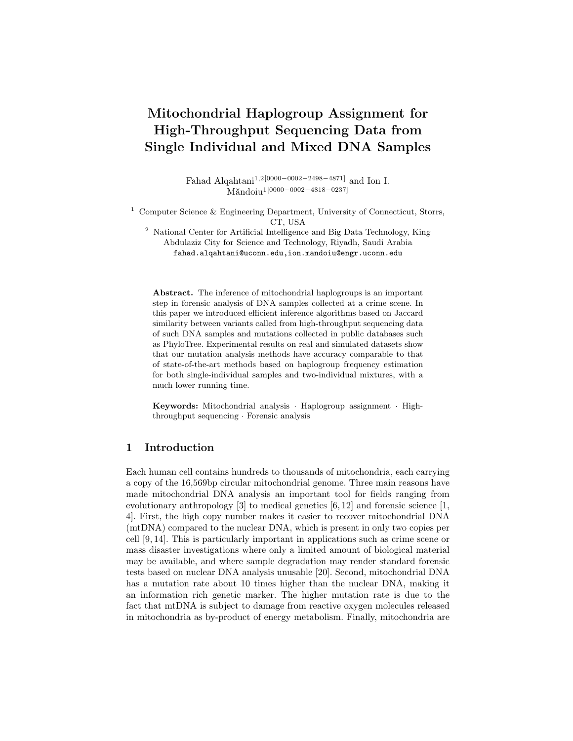# Mitochondrial Haplogroup Assignment for High-Throughput Sequencing Data from Single Individual and Mixed DNA Samples

Fahad Alqahtani[1,2][0000−0002−2498−4871] and Ion I. Măndoiu[1][0000−0002−4818−0237]

[1] Computer Science & Engineering Department, University of Connecticut, Storrs, CT, USA

[2] National Center for Artificial Intelligence and Big Data Technology, King Abdulaziz City for Science and Technology, Riyadh, Saudi Arabia

fahad.alqahtani@uconn.edu,ion.mandoiu@engr.uconn.edu

**Abstract.** The inference of mitochondrial haplogroups is an important step in forensic analysis of DNA samples collected at a crime scene. In this paper we introduced efficient inference algorithms based on Jaccard similarity between variants called from high-throughput sequencing data of such DNA samples and mutations collected in public databases such as PhyloTree. Experimental results on real and simulated datasets show that our mutation analysis methods have accuracy comparable to that of state-of-the-art methods based on haplogroup frequency estimation for both single-individual samples and two-individual mixtures, with a much lower running time.

**Keywords:** Mitochondrial analysis · Haplogroup assignment · High-throughput sequencing · Forensic analysis

## 1 Introduction

Each human cell contains hundreds to thousands of mitochondria, each carrying a copy of the 16,569bp circular mitochondrial genome. Three main reasons have made mitochondrial DNA analysis an important tool for fields ranging from evolutionary anthropology [3] to medical genetics [6, 12] and forensic science [1, 4]. First, the high copy number makes it easier to recover mitochondrial DNA (mtDNA) compared to the nuclear DNA, which is present in only two copies per cell [9, 14]. This is particularly important in applications such as crime scene or mass disaster investigations where only a limited amount of biological material may be available, and where sample degradation may render standard forensic tests based on nuclear DNA analysis unusable [20]. Second, mitochondrial DNA has a mutation rate about 10 times higher than the nuclear DNA, making it an information rich genetic marker. The higher mutation rate is due to the fact that mtDNA is subject to damage from reactive oxygen molecules released in mitochondria as by-product of energy metabolism. Finally, mitochondria are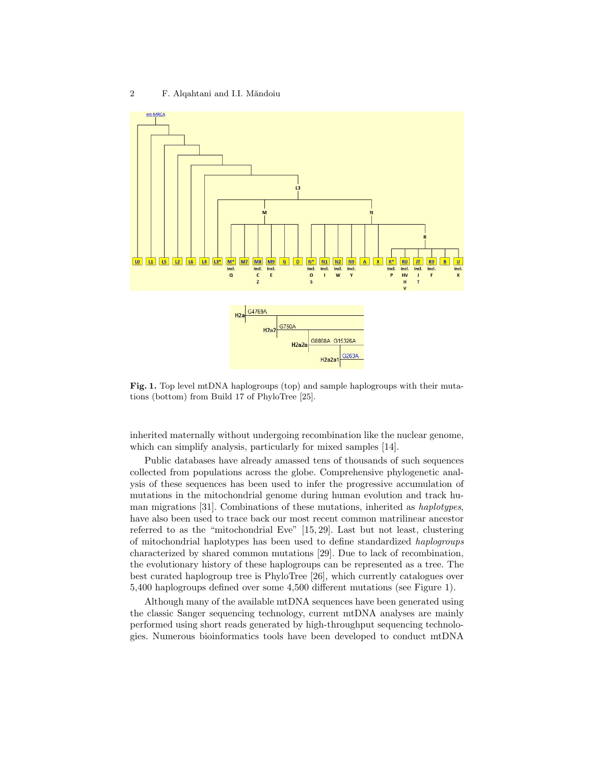mt-MRCA

L3

M

N

R

L0 L1 L5 L2 L6 L4 L3* M* M7 M8 M9 G D N* N1 N2 N9 A X R* R0 JT R9 B U

incl. Q

incl. C Z

incl. E

incl. O S

incl. I

incl. W

incl. Y

incl. P

incl. HV H V

incl. J T

incl. F

incl. K

H2a G4769A

H2a2 G750A

H2a2a G8860A G15326A

H2a2a1 G263A

**Fig. 1.** Top level mtDNA haplogroups (top) and sample haplogroups with their mutations (bottom) from Build 17 of PhyloTree [25].

inherited maternally without undergoing recombination like the nuclear genome, which can simplify analysis, particularly for mixed samples [14].

Public databases have already amassed tens of thousands of such sequences collected from populations across the globe. Comprehensive phylogenetic analysis of these sequences has been used to infer the progressive accumulation of mutations in the mitochondrial genome during human evolution and track human migrations [31]. Combinations of these mutations, inherited as *haplotypes*, have also been used to trace back our most recent common matrilinear ancestor referred to as the "mitochondrial Eve" [15, 29]. Last but not least, clustering of mitochondrial haplotypes has been used to define standardized *haplogroups* characterized by shared common mutations [29]. Due to lack of recombination, the evolutionary history of these haplogroups can be represented as a tree. The best curated haplogroup tree is PhyloTree [26], which currently catalogues over 5,400 haplogroups defined over some 4,500 different mutations (see Figure 1).

Although many of the available mtDNA sequences have been generated using the classic Sanger sequencing technology, current mtDNA analyses are mainly performed using short reads generated by high-throughput sequencing technologies. Numerous bioinformatics tools have been developed to conduct mtDNA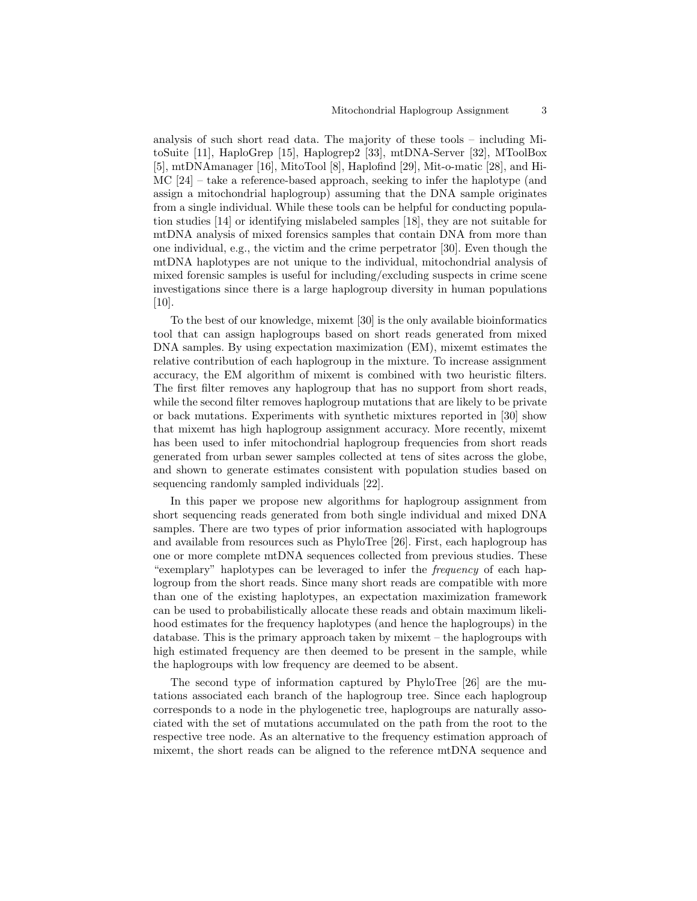analysis of such short read data. The majority of these tools – including MitoSuite [11], HaploGrep [15], Haplogrep2 [33], mtDNA-Server [32], MToolBox [5], mtDNAmanager [16], MitoTool [8], Haplofind [29], Mit-o-matic [28], and Hi-MC [24] – take a reference-based approach, seeking to infer the haplotype (and assign a mitochondrial haplogroup) assuming that the DNA sample originates from a single individual. While these tools can be helpful for conducting population studies [14] or identifying mislabeled samples [18], they are not suitable for mtDNA analysis of mixed forensics samples that contain DNA from more than one individual, e.g., the victim and the crime perpetrator [30]. Even though the mtDNA haplotypes are not unique to the individual, mitochondrial analysis of mixed forensic samples is useful for including/excluding suspects in crime scene investigations since there is a large haplogroup diversity in human populations [10].

To the best of our knowledge, mixemt [30] is the only available bioinformatics tool that can assign haplogroups based on short reads generated from mixed DNA samples. By using expectation maximization (EM), mixemt estimates the relative contribution of each haplogroup in the mixture. To increase assignment accuracy, the EM algorithm of mixemt is combined with two heuristic filters. The first filter removes any haplogroup that has no support from short reads, while the second filter removes haplogroup mutations that are likely to be private or back mutations. Experiments with synthetic mixtures reported in [30] show that mixemt has high haplogroup assignment accuracy. More recently, mixemt has been used to infer mitochondrial haplogroup frequencies from short reads generated from urban sewer samples collected at tens of sites across the globe, and shown to generate estimates consistent with population studies based on sequencing randomly sampled individuals [22].

In this paper we propose new algorithms for haplogroup assignment from short sequencing reads generated from both single individual and mixed DNA samples. There are two types of prior information associated with haplogroups and available from resources such as PhyloTree [26]. First, each haplogroup has one or more complete mtDNA sequences collected from previous studies. These "exemplary" haplotypes can be leveraged to infer the *frequency* of each haplogroup from the short reads. Since many short reads are compatible with more than one of the existing haplotypes, an expectation maximization framework can be used to probabilistically allocate these reads and obtain maximum likelihood estimates for the frequency haplotypes (and hence the haplogroups) in the database. This is the primary approach taken by mixemt – the haplogroups with high estimated frequency are then deemed to be present in the sample, while the haplogroups with low frequency are deemed to be absent.

The second type of information captured by PhyloTree [26] are the mutations associated each branch of the haplogroup tree. Since each haplogroup corresponds to a node in the phylogenetic tree, haplogroups are naturally associated with the set of mutations accumulated on the path from the root to the respective tree node. As an alternative to the frequency estimation approach of mixemt, the short reads can be aligned to the reference mtDNA sequence and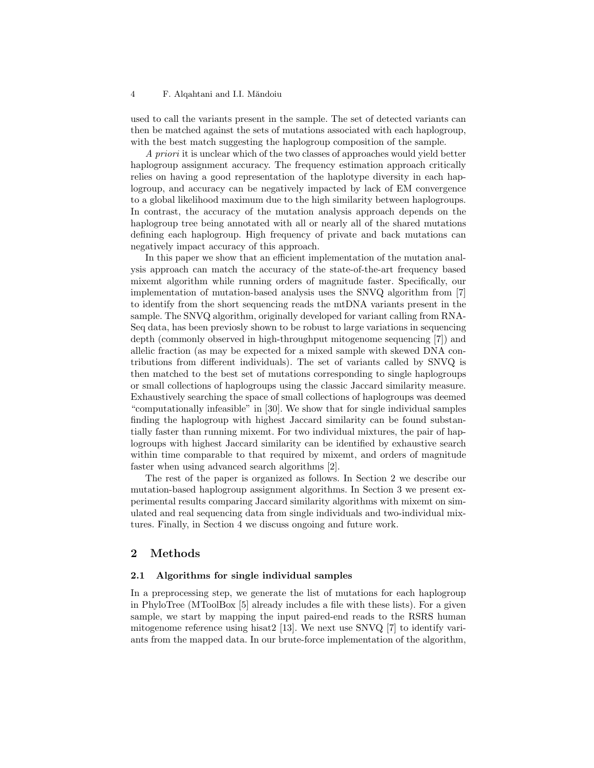used to call the variants present in the sample. The set of detected variants can then be matched against the sets of mutations associated with each haplogroup, with the best match suggesting the haplogroup composition of the sample.

*A priori* it is unclear which of the two classes of approaches would yield better haplogroup assignment accuracy. The frequency estimation approach critically relies on having a good representation of the haplotype diversity in each haplogroup, and accuracy can be negatively impacted by lack of EM convergence to a global likelihood maximum due to the high similarity between haplogroups. In contrast, the accuracy of the mutation analysis approach depends on the haplogroup tree being annotated with all or nearly all of the shared mutations defining each haplogroup. High frequency of private and back mutations can negatively impact accuracy of this approach.

In this paper we show that an efficient implementation of the mutation analysis approach can match the accuracy of the state-of-the-art frequency based mixemt algorithm while running orders of magnitude faster. Specifically, our implementation of mutation-based analysis uses the SNVQ algorithm from [7] to identify from the short sequencing reads the mtDNA variants present in the sample. The SNVQ algorithm, originally developed for variant calling from RNA-Seq data, has been previously shown to be robust to large variations in sequencing depth (commonly observed in high-throughput mitogenome sequencing [7]) and allelic fraction (as may be expected for a mixed sample with skewed DNA contributions from different individuals). The set of variants called by SNVQ is then matched to the best set of mutations corresponding to single haplogroups or small collections of haplogroups using the classic Jaccard similarity measure. Exhaustively searching the space of small collections of haplogroups was deemed "computationally infeasible" in [30]. We show that for single individual samples finding the haplogroup with highest Jaccard similarity can be found substantially faster than running mixemt. For two individual mixtures, the pair of haplogroups with highest Jaccard similarity can be identified by exhaustive search within time comparable to that required by mixemt, and orders of magnitude faster when using advanced search algorithms [2].

The rest of the paper is organized as follows. In Section 2 we describe our mutation-based haplogroup assignment algorithms. In Section 3 we present experimental results comparing Jaccard similarity algorithms with mixemt on simulated and real sequencing data from single individuals and two-individual mixtures. Finally, in Section 4 we discuss ongoing and future work.

## 2 Methods

### 2.1 Algorithms for single individual samples

In a preprocessing step, we generate the list of mutations for each haplogroup in PhyloTree (MToolBox [5] already includes a file with these lists). For a given sample, we start by mapping the input paired-end reads to the RSRS human mitogenome reference using hisat2 [13]. We next use SNVQ [7] to identify variants from the mapped data. In our brute-force implementation of the algorithm,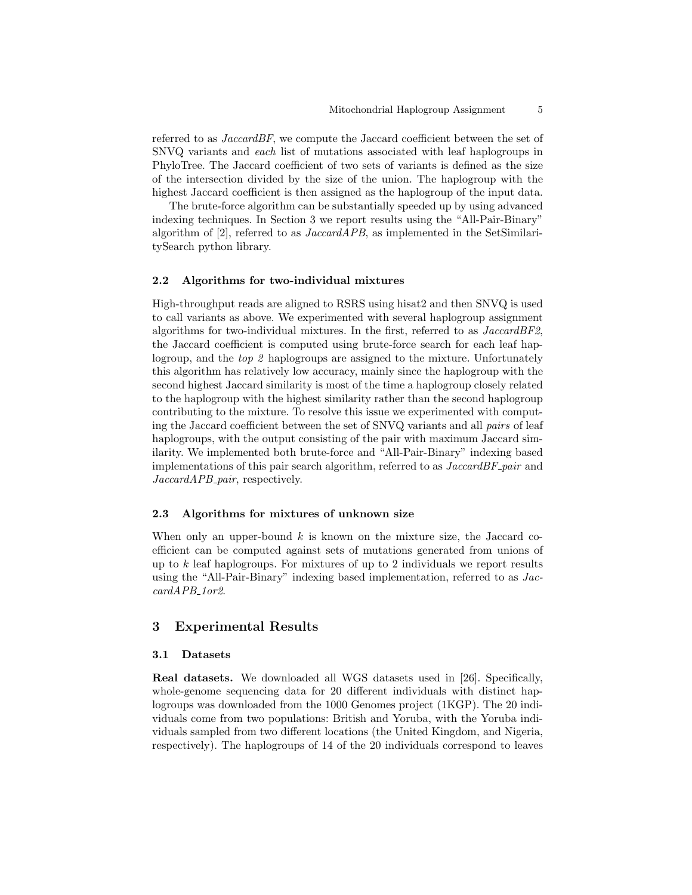referred to as *JaccardBF*, we compute the Jaccard coefficient between the set of SNVQ variants and *each* list of mutations associated with leaf haplogroups in PhyloTree. The Jaccard coefficient of two sets of variants is defined as the size of the intersection divided by the size of the union. The haplogroup with the highest Jaccard coefficient is then assigned as the haplogroup of the input data.

The brute-force algorithm can be substantially speeded up by using advanced indexing techniques. In Section 3 we report results using the "All-Pair-Binary" algorithm of [2], referred to as *JaccardAPB*, as implemented in the SetSimilaritySearch python library.

### 2.2 Algorithms for two-individual mixtures

High-throughput reads are aligned to RSRS using hisat2 and then SNVQ is used to call variants as above. We experimented with several haplogroup assignment algorithms for two-individual mixtures. In the first, referred to as *JaccardBF2*, the Jaccard coefficient is computed using brute-force search for each leaf haplogroup, and the *top 2* haplogroups are assigned to the mixture. Unfortunately this algorithm has relatively low accuracy, mainly since the haplogroup with the second highest Jaccard similarity is most of the time a haplogroup closely related to the haplogroup with the highest similarity rather than the second haplogroup contributing to the mixture. To resolve this issue we experimented with computing the Jaccard coefficient between the set of SNVQ variants and all *pairs* of leaf haplogroups, with the output consisting of the pair with maximum Jaccard similarity. We implemented both brute-force and "All-Pair-Binary" indexing based implementations of this pair search algorithm, referred to as *JaccardBF_pair* and *JaccardAPB_pair*, respectively.

### 2.3 Algorithms for mixtures of unknown size

When only an upper-bound $k$ is known on the mixture size, the Jaccard coefficient can be computed against sets of mutations generated from unions of up to $k$ leaf haplogroups. For mixtures of up to 2 individuals we report results using the "All-Pair-Binary" indexing based implementation, referred to as *JaccardAPB_1or2*.

## 3 Experimental Results

### 3.1 Datasets

**Real datasets.** We downloaded all WGS datasets used in [26]. Specifically, whole-genome sequencing data for 20 different individuals with distinct haplogroups was downloaded from the 1000 Genomes project (1KGP). The 20 individuals come from two populations: British and Yoruba, with the Yoruba individuals sampled from two different locations (the United Kingdom, and Nigeria, respectively). The haplogroups of 14 of the 20 individuals correspond to leaves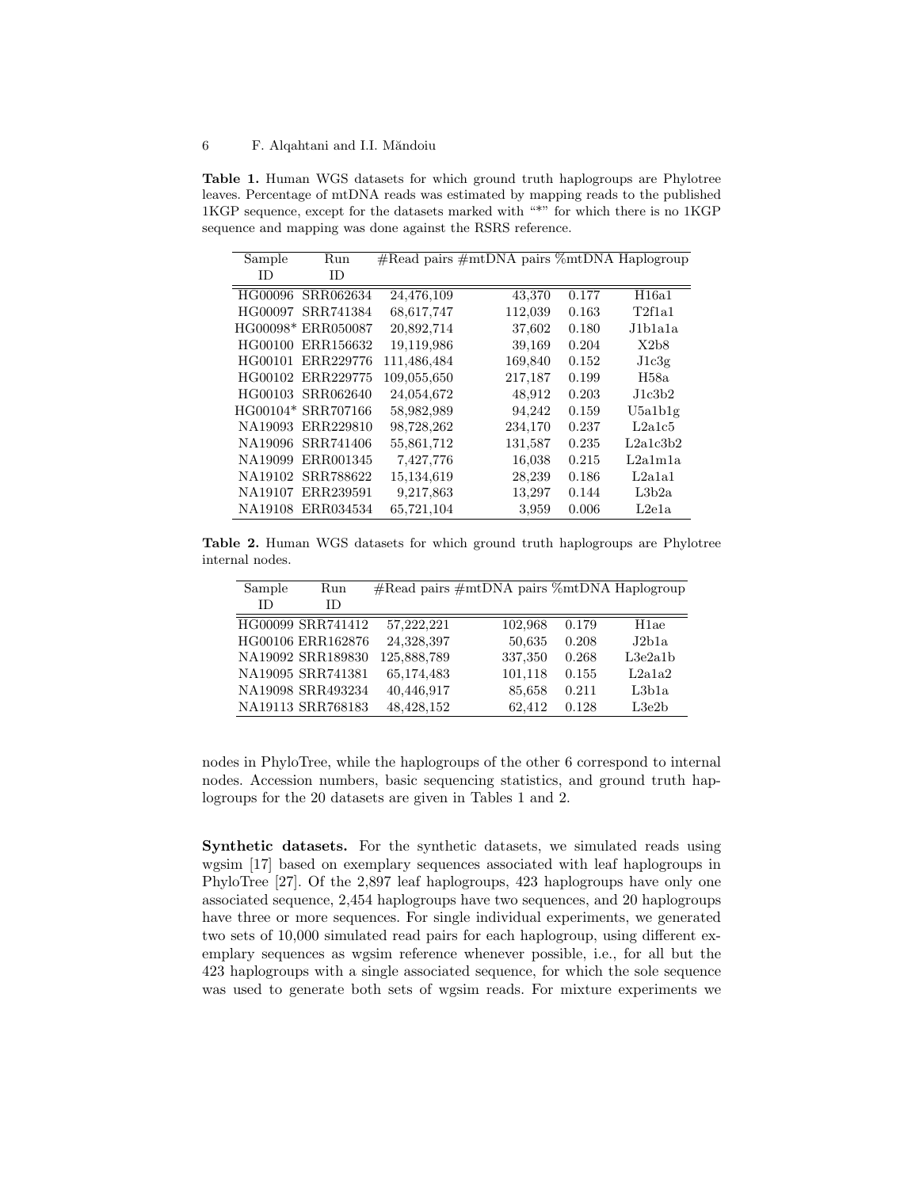**Table 1.** Human WGS datasets for which ground truth haplogroups are Phylotree leaves. Percentage of mtDNA reads was estimated by mapping reads to the published 1KGP sequence, except for the datasets marked with "*" for which there is no 1KGP sequence and mapping was done against the RSRS reference.

| Sample ID | Run ID | #Read pairs | #mtDNA pairs | %mtDNA | Haplogroup |
|---|---|---|---|---|---|
| HG00096 | SRR062634 | 24,476,109 | 43,370 | 0.177 | H16a1 |
| HG00097 | SRR741384 | 68,617,747 | 112,039 | 0.163 | T2f1a1 |
| HG00098* | ERR050087 | 20,892,714 | 37,602 | 0.180 | J1b1a1a |
| HG00100 | ERR156632 | 19,119,986 | 39,169 | 0.204 | X2b8 |
| HG00101 | ERR229776 | 111,486,484 | 169,840 | 0.152 | J1c3g |
| HG00102 | ERR229775 | 109,055,650 | 217,187 | 0.199 | H58a |
| HG00103 | SRR062640 | 24,054,672 | 48,912 | 0.203 | J1c3b2 |
| HG00104* | SRR707166 | 58,982,989 | 94,242 | 0.159 | U5a1b1g |
| NA19093 | ERR229810 | 98,728,262 | 234,170 | 0.237 | L2a1c5 |
| NA19096 | SRR741406 | 55,861,712 | 131,587 | 0.235 | L2a1c3b2 |
| NA19099 | ERR001345 | 7,427,776 | 16,038 | 0.215 | L2a1m1a |
| NA19102 | SRR788622 | 15,134,619 | 28,239 | 0.186 | L2a1a1 |
| NA19107 | ERR239591 | 9,217,863 | 13,297 | 0.144 | L3b2a |
| NA19108 | ERR034534 | 65,721,104 | 3,959 | 0.006 | L2e1a |

**Table 2.** Human WGS datasets for which ground truth haplogroups are Phylotree internal nodes.

| Sample ID | Run ID | #Read pairs | #mtDNA pairs | %mtDNA | Haplogroup |
|---|---|---|---|---|---|
| HG00099 | SRR741412 | 57,222,221 | 102,968 | 0.179 | H1ae |
| HG00106 | ERR162876 | 24,328,397 | 50,635 | 0.208 | J2b1a |
| NA19092 | SRR189830 | 125,888,789 | 337,350 | 0.268 | L3e2a1b |
| NA19095 | SRR741381 | 65,174,483 | 101,118 | 0.155 | L2a1a2 |
| NA19098 | SRR493234 | 40,446,917 | 85,658 | 0.211 | L3b1a |
| NA19113 | SRR768183 | 48,428,152 | 62,412 | 0.128 | L3e2b |

nodes in PhyloTree, while the haplogroups of the other 6 correspond to internal nodes. Accession numbers, basic sequencing statistics, and ground truth haplogroups for the 20 datasets are given in Tables 1 and 2.

**Synthetic datasets.** For the synthetic datasets, we simulated reads using wgsim [17] based on exemplary sequences associated with leaf haplogroups in PhyloTree [27]. Of the 2,897 leaf haplogroups, 423 haplogroups have only one associated sequence, 2,454 haplogroups have two sequences, and 20 haplogroups have three or more sequences. For single individual experiments, we generated two sets of 10,000 simulated read pairs for each haplogroup, using different exemplary sequences as wgsim reference whenever possible, i.e., for all but the 423 haplogroups with a single associated sequence, for which the sole sequence was used to generate both sets of wgsim reads. For mixture experiments we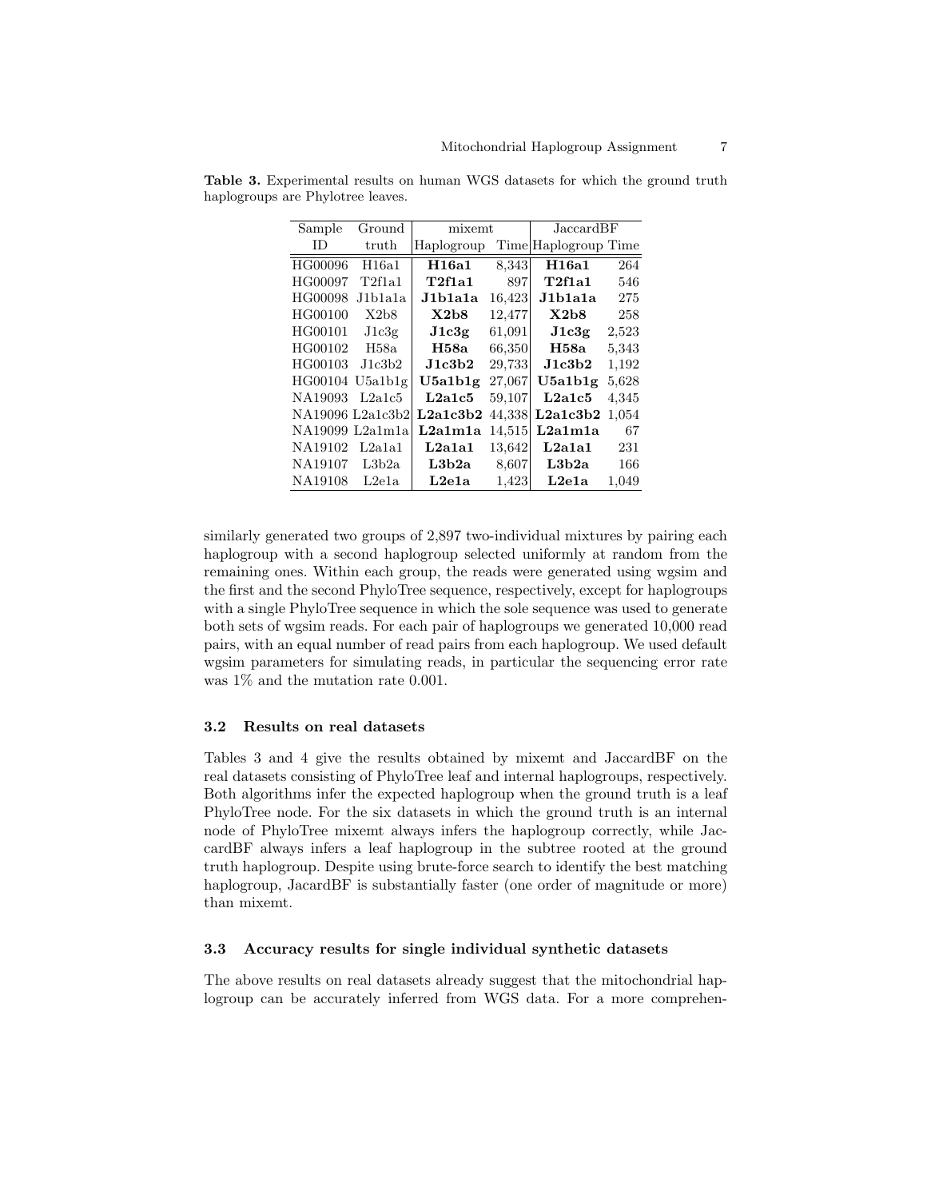**Table 3.** Experimental results on human WGS datasets for which the ground truth haplogroups are Phylotree leaves.

| Sample ID | Ground truth | mixemt | | JaccardBF | |
|---|---|---|---|---|---|
| | | Haplogroup | Time | Haplogroup | Time |
| HG00096 | H16a1 | **H16a1** | 8,343 | **H16a1** | 264 |
| HG00097 | T2f1a1 | **T2f1a1** | 897 | **T2f1a1** | 546 |
| HG00098 | J1b1a1a | **J1b1a1a** | 16,423 | **J1b1a1a** | 275 |
| HG00100 | X2b8 | **X2b8** | 12,477 | **X2b8** | 258 |
| HG00101 | J1c3g | **J1c3g** | 61,091 | **J1c3g** | 2,523 |
| HG00102 | H58a | **H58a** | 66,350 | **H58a** | 5,343 |
| HG00103 | J1c3b2 | **J1c3b2** | 29,733 | **J1c3b2** | 1,192 |
| HG00104 | U5a1b1g | **U5a1b1g** | 27,067 | **U5a1b1g** | 5,628 |
| NA19093 | L2a1c5 | **L2a1c5** | 59,107 | **L2a1c5** | 4,345 |
| NA19096 | L2a1c3b2 | **L2a1c3b2** | 44,338 | **L2a1c3b2** | 1,054 |
| NA19099 | L2a1m1a | **L2a1m1a** | 14,515 | **L2a1m1a** | 67 |
| NA19102 | L2a1a1 | **L2a1a1** | 13,642 | **L2a1a1** | 231 |
| NA19107 | L3b2a | **L3b2a** | 8,607 | **L3b2a** | 166 |
| NA19108 | L2e1a | **L2e1a** | 1,423 | **L2e1a** | 1,049 |

similarly generated two groups of 2,897 two-individual mixtures by pairing each haplogroup with a second haplogroup selected uniformly at random from the remaining ones. Within each group, the reads were generated using wgsim and the first and the second PhyloTree sequence, respectively, except for haplogroups with a single PhyloTree sequence in which the sole sequence was used to generate both sets of wgsim reads. For each pair of haplogroups we generated 10,000 read pairs, with an equal number of read pairs from each haplogroup. We used default wgsim parameters for simulating reads, in particular the sequencing error rate was 1% and the mutation rate 0.001.

### 3.2 Results on real datasets

Tables 3 and 4 give the results obtained by mixemt and JaccardBF on the real datasets consisting of PhyloTree leaf and internal haplogroups, respectively. Both algorithms infer the expected haplogroup when the ground truth is a leaf PhyloTree node. For the six datasets in which the ground truth is an internal node of PhyloTree mixemt always infers the haplogroup correctly, while JaccardBF always infers a leaf haplogroup in the subtree rooted at the ground truth haplogroup. Despite using brute-force search to identify the best matching haplogroup, JacardBF is substantially faster (one order of magnitude or more) than mixemt.

### 3.3 Accuracy results for single individual synthetic datasets

The above results on real datasets already suggest that the mitochondrial haplogroup can be accurately inferred from WGS data. For a more comprehen-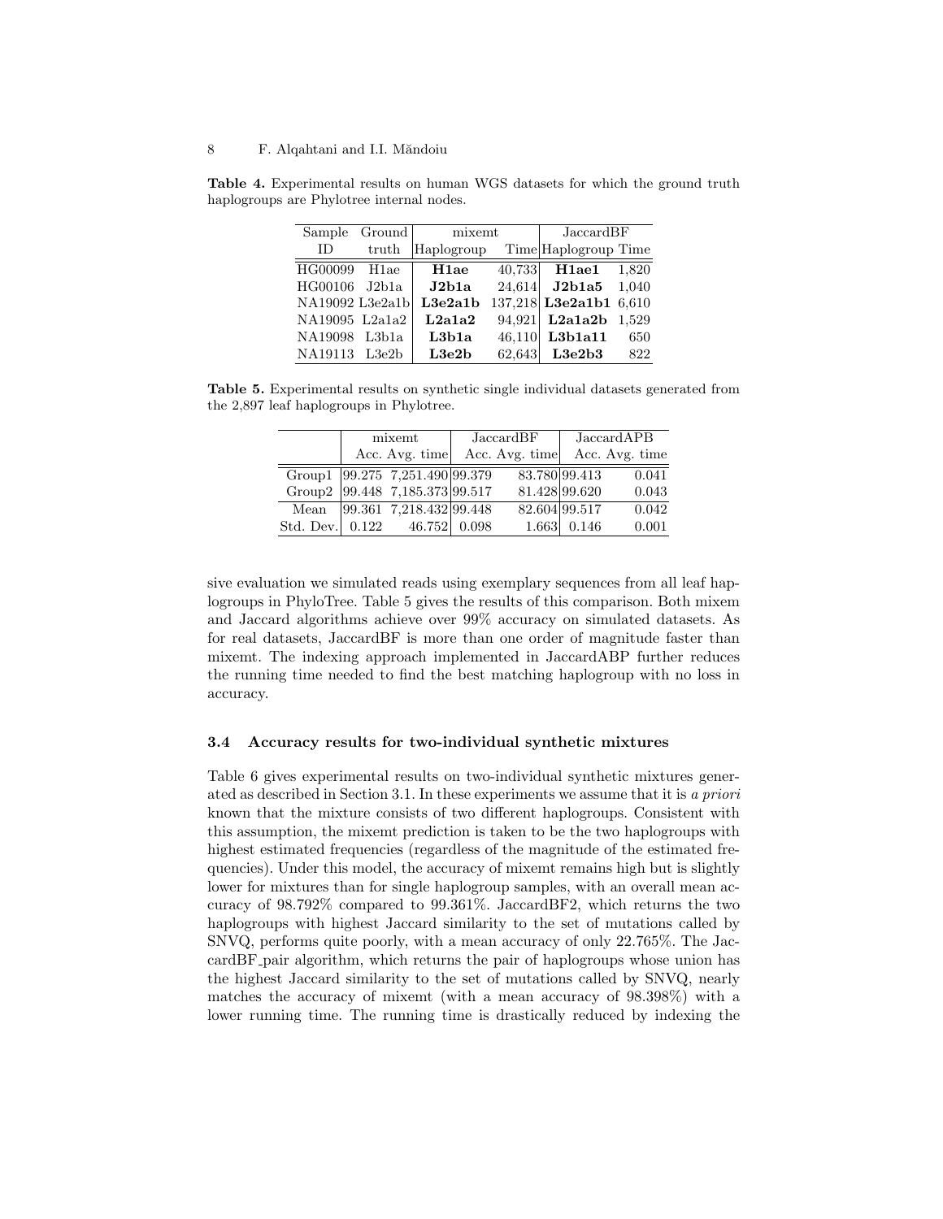**Table 4.** Experimental results on human WGS datasets for which the ground truth haplogroups are Phylotree internal nodes.

| Sample ID | Ground truth | mixemt Haplogroup | mixemt Time | JaccardBF Haplogroup | JaccardBF Time |
|---|---|---|---|---|---|
| HG00099 | H1ae | **H1ae** | 40,733 | **H1ae1** | 1,820 |
| HG00106 | J2b1a | **J2b1a** | 24,614 | **J2b1a5** | 1,040 |
| NA19092 | L3e2a1b | **L3e2a1b** | 137,218 | **L3e2a1b1** | 6,610 |
| NA19095 | L2a1a2 | **L2a1a2** | 94,921 | **L2a1a2b** | 1,529 |
| NA19098 | L3b1a | **L3b1a** | 46,110 | **L3b1a11** | 650 |
| NA19113 | L3e2b | **L3e2b** | 62,643 | **L3e2b3** | 822 |

**Table 5.** Experimental results on synthetic single individual datasets generated from the 2,897 leaf haplogroups in Phylotree.

| | mixemt | | JaccardBF | | JaccardAPB | |
|---|---|---|---|---|---|---|
| | Acc. | Avg. time | Acc. | Avg. time | Acc. | Avg. time |
| Group1 | 99.275 | 7,251.490 | 99.379 | 83.780 | 99.413 | 0.041 |
| Group2 | 99.448 | 7,185.373 | 99.517 | 81.428 | 99.620 | 0.043 |
| Mean | 99.361 | 7,218.432 | 99.448 | 82.604 | 99.517 | 0.042 |
| Std. Dev. | 0.122 | 46.752 | 0.098 | 1.663 | 0.146 | 0.001 |

sive evaluation we simulated reads using exemplary sequences from all leaf haplogroups in PhyloTree. Table 5 gives the results of this comparison. Both mixem and Jaccard algorithms achieve over 99% accuracy on simulated datasets. As for real datasets, JaccardBF is more than one order of magnitude faster than mixemt. The indexing approach implemented in JaccardABP further reduces the running time needed to find the best matching haplogroup with no loss in accuracy.

### 3.4 Accuracy results for two-individual synthetic mixtures

Table 6 gives experimental results on two-individual synthetic mixtures generated as described in Section 3.1. In these experiments we assume that it is *a priori* known that the mixture consists of two different haplogroups. Consistent with this assumption, the mixemt prediction is taken to be the two haplogroups with highest estimated frequencies (regardless of the magnitude of the estimated frequencies). Under this model, the accuracy of mixemt remains high but is slightly lower for mixtures than for single haplogroup samples, with an overall mean accuracy of 98.792% compared to 99.361%. JaccardBF2, which returns the two haplogroups with highest Jaccard similarity to the set of mutations called by SNVQ, performs quite poorly, with a mean accuracy of only 22.765%. The JaccardBF_pair algorithm, which returns the pair of haplogroups whose union has the highest Jaccard similarity to the set of mutations called by SNVQ, nearly matches the accuracy of mixemt (with a mean accuracy of 98.398%) with a lower running time. The running time is drastically reduced by indexing the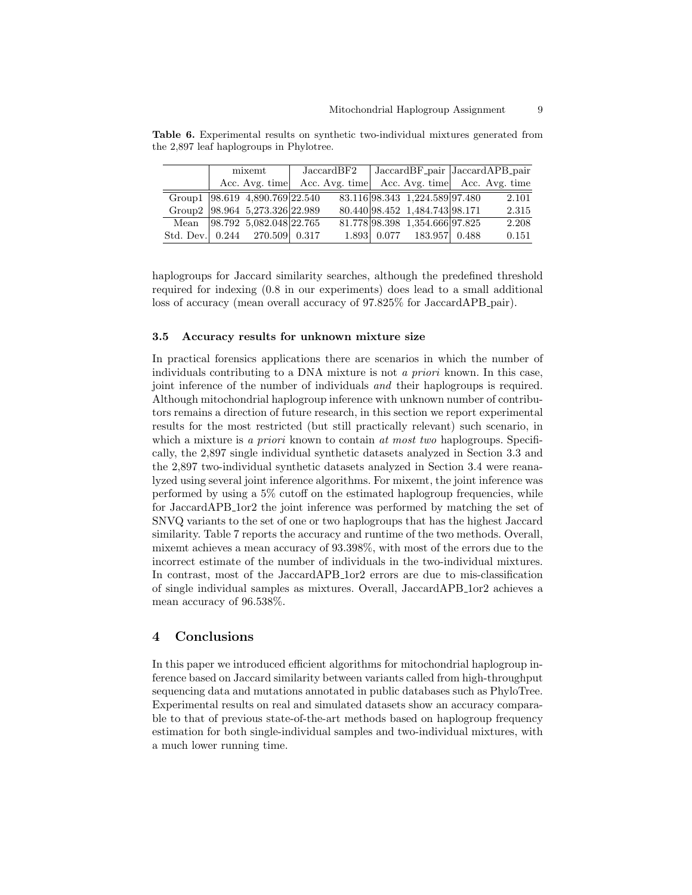**Table 6.** Experimental results on synthetic two-individual mixtures generated from the 2,897 leaf haplogroups in Phylotree.

| | mixemt | | JaccardBF2 | | JaccardBF_pair | | JaccardAPB_pair | |
|---|---|---|---|---|---|---|---|---|
| | Acc. | Avg. time | Acc. | Avg. time | Acc. | Avg. time | Acc. | Avg. time |
| Group1 | 98.619 | 4,890.769 | 22.540 | 83.116 | 98.343 | 1,224.589 | 97.480 | 2.101 |
| Group2 | 98.964 | 5,273.326 | 22.989 | 80.440 | 98.452 | 1,484.743 | 98.171 | 2.315 |
| Mean | 98.792 | 5,082.048 | 22.765 | 81.778 | 98.398 | 1,354.666 | 97.825 | 2.208 |
| Std. Dev. | 0.244 | 270.509 | 0.317 | 1.893 | 0.077 | 183.957 | 0.488 | 0.151 |

haplogroups for Jaccard similarity searches, although the predefined threshold required for indexing (0.8 in our experiments) does lead to a small additional loss of accuracy (mean overall accuracy of 97.825% for JaccardAPB_pair).

### 3.5 Accuracy results for unknown mixture size

In practical forensics applications there are scenarios in which the number of individuals contributing to a DNA mixture is not *a priori* known. In this case, joint inference of the number of individuals *and* their haplogroups is required. Although mitochondrial haplogroup inference with unknown number of contributors remains a direction of future research, in this section we report experimental results for the most restricted (but still practically relevant) such scenario, in which a mixture is *a priori* known to contain *at most two* haplogroups. Specifically, the 2,897 single individual synthetic datasets analyzed in Section 3.3 and the 2,897 two-individual synthetic datasets analyzed in Section 3.4 were reanalyzed using several joint inference algorithms. For mixemt, the joint inference was performed by using a 5% cutoff on the estimated haplogroup frequencies, while for JaccardAPB_1or2 the joint inference was performed by matching the set of SNVQ variants to the set of one or two haplogroups that has the highest Jaccard similarity. Table 7 reports the accuracy and runtime of the two methods. Overall, mixemt achieves a mean accuracy of 93.398%, with most of the errors due to the incorrect estimate of the number of individuals in the two-individual mixtures. In contrast, most of the JaccardAPB_1or2 errors are due to mis-classification of single individual samples as mixtures. Overall, JaccardAPB_1or2 achieves a mean accuracy of 96.538%.

## 4 Conclusions

In this paper we introduced efficient algorithms for mitochondrial haplogroup inference based on Jaccard similarity between variants called from high-throughput sequencing data and mutations annotated in public databases such as PhyloTree. Experimental results on real and simulated datasets show an accuracy comparable to that of previous state-of-the-art methods based on haplogroup frequency estimation for both single-individual samples and two-individual mixtures, with a much lower running time.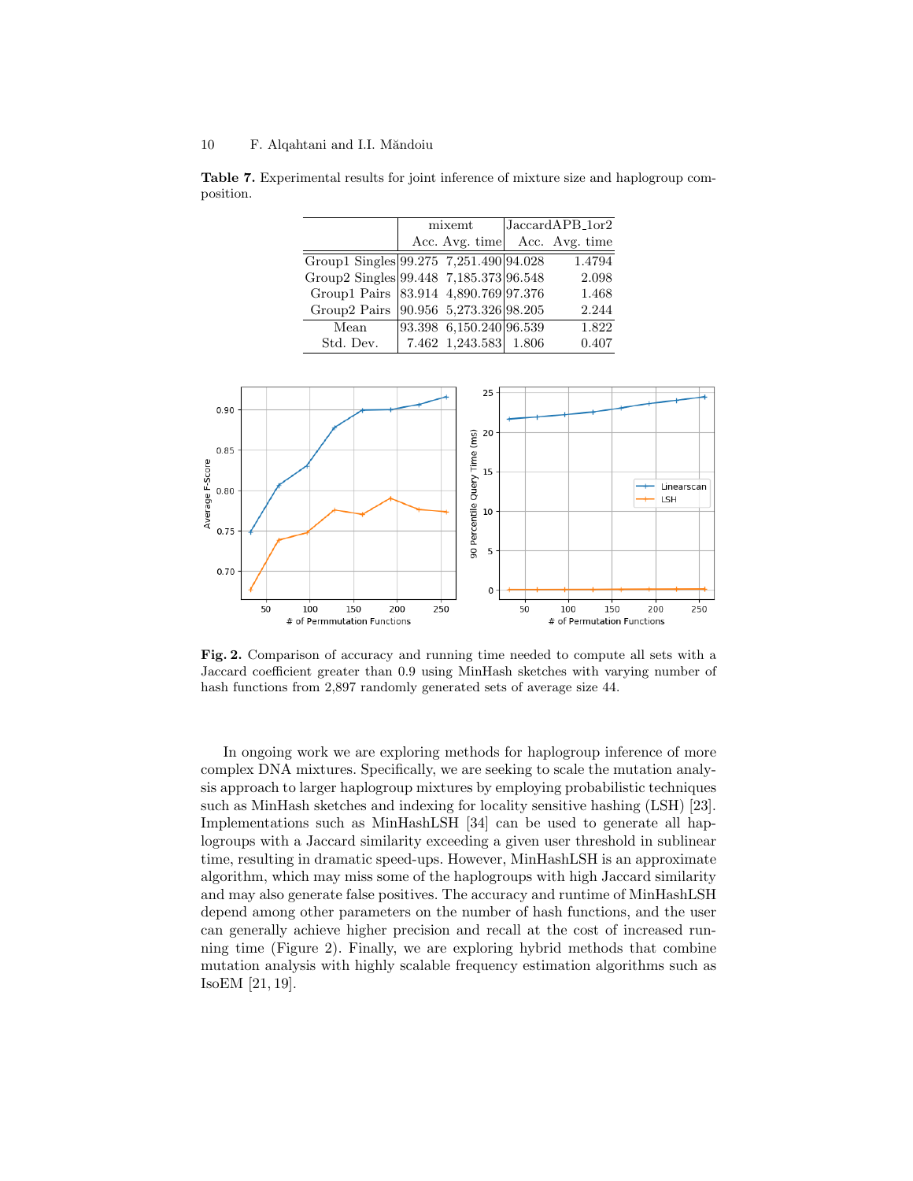**Table 7.** Experimental results for joint inference of mixture size and haplogroup composition.

| | mixemt | | JaccardAPB_1or2 | |
|---|---|---|---|---|
| | Acc. | Avg. time | Acc. | Avg. time |
| Group1 Singles | 99.275 | 7,251.490 | 94.028 | 1.4794 |
| Group2 Singles | 99.448 | 7,185.373 | 96.548 | 2.098 |
| Group1 Pairs | 83.914 | 4,890.769 | 97.376 | 1.468 |
| Group2 Pairs | 90.956 | 5,273.326 | 98.205 | 2.244 |
| Mean | 93.398 | 6,150.240 | 96.539 | 1.822 |
| Std. Dev. | 7.462 | 1,243.583 | 1.806 | 0.407 |

Average F-Score
0.70
0.75
0.80
0.85
0.90
50
100
150
200
250
# of Permmutation Functions

90 Percentile Query Time (ms)
0
5
10
15
20
25
50
100
150
200
250
# of Permutation Functions
Linearscan
LSH

**Fig. 2.** Comparison of accuracy and running time needed to compute all sets with a Jaccard coefficient greater than 0.9 using MinHash sketches with varying number of hash functions from 2,897 randomly generated sets of average size 44.

In ongoing work we are exploring methods for haplogroup inference of more complex DNA mixtures. Specifically, we are seeking to scale the mutation analysis approach to larger haplogroup mixtures by employing probabilistic techniques such as MinHash sketches and indexing for locality sensitive hashing (LSH) [23]. Implementations such as MinHashLSH [34] can be used to generate all haplogroups with a Jaccard similarity exceeding a given user threshold in sublinear time, resulting in dramatic speed-ups. However, MinHashLSH is an approximate algorithm, which may miss some of the haplogroups with high Jaccard similarity and may also generate false positives. The accuracy and runtime of MinHashLSH depend among other parameters on the number of hash functions, and the user can generally achieve higher precision and recall at the cost of increased running time (Figure 2). Finally, we are exploring hybrid methods that combine mutation analysis with highly scalable frequency estimation algorithms such as IsoEM [21, 19].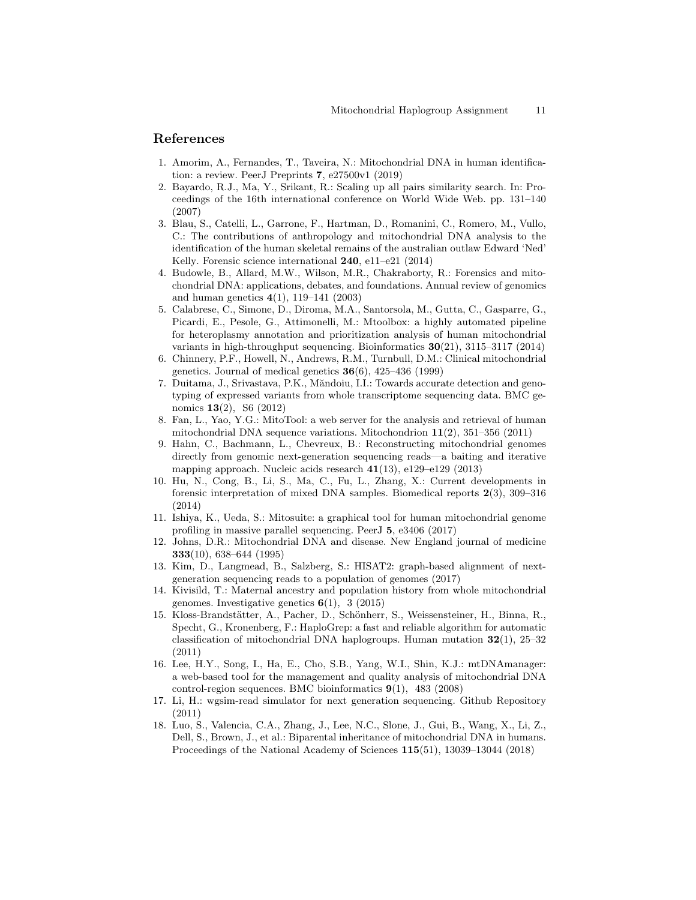## References

1. Amorim, A., Fernandes, T., Taveira, N.: Mitochondrial DNA in human identification: a review. PeerJ Preprints **7**, e27500v1 (2019)
2. Bayardo, R.J., Ma, Y., Srikant, R.: Scaling up all pairs similarity search. In: Proceedings of the 16th international conference on World Wide Web. pp. 131–140 (2007)
3. Blau, S., Catelli, L., Garrone, F., Hartman, D., Romanini, C., Romero, M., Vullo, C.: The contributions of anthropology and mitochondrial DNA analysis to the identification of the human skeletal remains of the australian outlaw Edward 'Ned' Kelly. Forensic science international **240**, e11–e21 (2014)
4. Budowle, B., Allard, M.W., Wilson, M.R., Chakraborty, R.: Forensics and mitochondrial DNA: applications, debates, and foundations. Annual review of genomics and human genetics **4**(1), 119–141 (2003)
5. Calabrese, C., Simone, D., Diroma, M.A., Santorsola, M., Gutta, C., Gasparre, G., Picardi, E., Pesole, G., Attimonelli, M.: Mtoolbox: a highly automated pipeline for heteroplasmy annotation and prioritization analysis of human mitochondrial variants in high-throughput sequencing. Bioinformatics **30**(21), 3115–3117 (2014)
6. Chinnery, P.F., Howell, N., Andrews, R.M., Turnbull, D.M.: Clinical mitochondrial genetics. Journal of medical genetics **36**(6), 425–436 (1999)
7. Duitama, J., Srivastava, P.K., Măndoiu, I.I.: Towards accurate detection and genotyping of expressed variants from whole transcriptome sequencing data. BMC genomics **13**(2), S6 (2012)
8. Fan, L., Yao, Y.G.: MitoTool: a web server for the analysis and retrieval of human mitochondrial DNA sequence variations. Mitochondrion **11**(2), 351–356 (2011)
9. Hahn, C., Bachmann, L., Chevreux, B.: Reconstructing mitochondrial genomes directly from genomic next-generation sequencing reads—a baiting and iterative mapping approach. Nucleic acids research **41**(13), e129–e129 (2013)
10. Hu, N., Cong, B., Li, S., Ma, C., Fu, L., Zhang, X.: Current developments in forensic interpretation of mixed DNA samples. Biomedical reports **2**(3), 309–316 (2014)
11. Ishiya, K., Ueda, S.: Mitosuite: a graphical tool for human mitochondrial genome profiling in massive parallel sequencing. PeerJ **5**, e3406 (2017)
12. Johns, D.R.: Mitochondrial DNA and disease. New England journal of medicine **333**(10), 638–644 (1995)
13. Kim, D., Langmead, B., Salzberg, S.: HISAT2: graph-based alignment of next-generation sequencing reads to a population of genomes (2017)
14. Kivisild, T.: Maternal ancestry and population history from whole mitochondrial genomes. Investigative genetics **6**(1), 3 (2015)
15. Kloss-Brandstätter, A., Pacher, D., Schönherr, S., Weissensteiner, H., Binna, R., Specht, G., Kronenberg, F.: HaploGrep: a fast and reliable algorithm for automatic classification of mitochondrial DNA haplogroups. Human mutation **32**(1), 25–32 (2011)
16. Lee, H.Y., Song, I., Ha, E., Cho, S.B., Yang, W.I., Shin, K.J.: mtDNAmanager: a web-based tool for the management and quality analysis of mitochondrial DNA control-region sequences. BMC bioinformatics **9**(1), 483 (2008)
17. Li, H.: wgsim-read simulator for next generation sequencing. Github Repository (2011)
18. Luo, S., Valencia, C.A., Zhang, J., Lee, N.C., Slone, J., Gui, B., Wang, X., Li, Z., Dell, S., Brown, J., et al.: Biparental inheritance of mitochondrial DNA in humans. Proceedings of the National Academy of Sciences **115**(51), 13039–13044 (2018)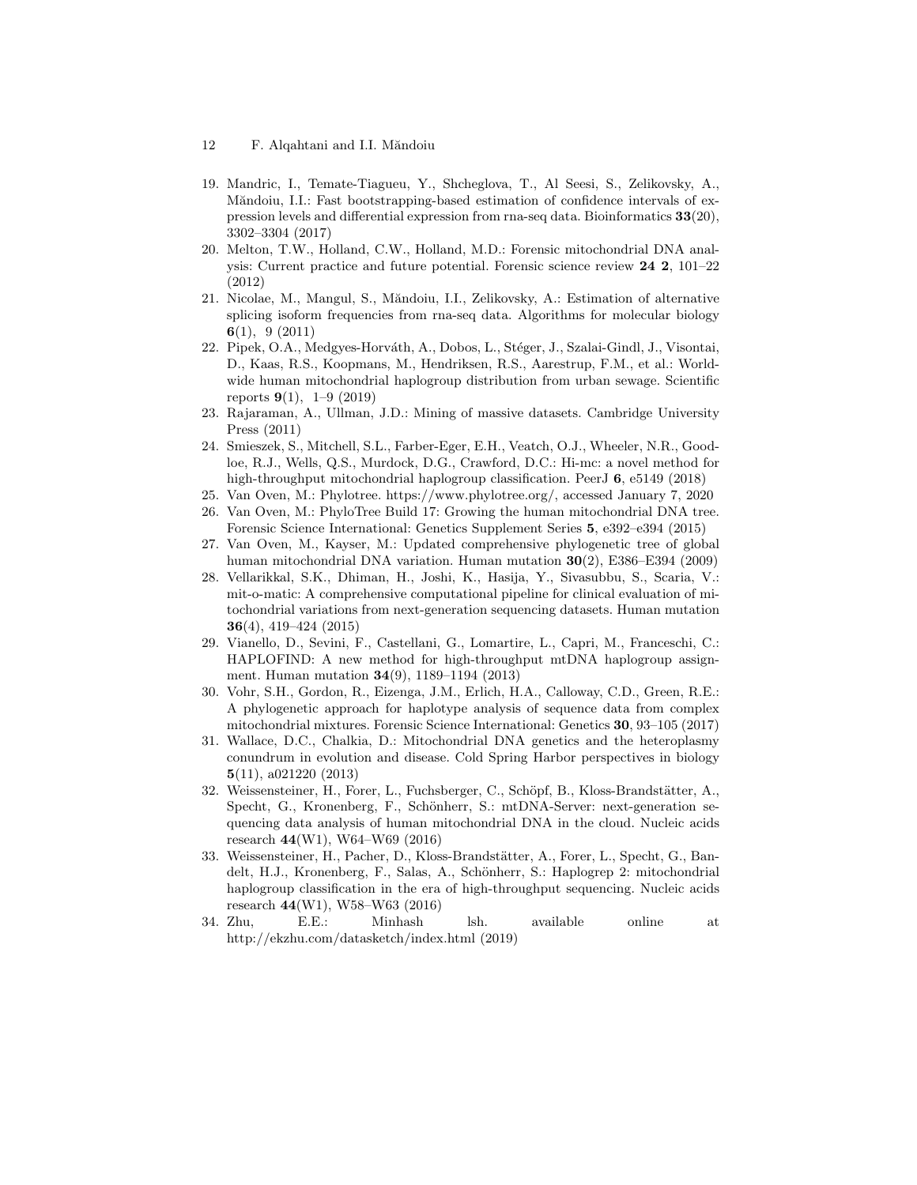19. Mandric, I., Temate-Tiagueu, Y., Shcheglova, T., Al Seesi, S., Zelikovsky, A., Măndoiu, I.I.: Fast bootstrapping-based estimation of confidence intervals of expression levels and differential expression from rna-seq data. Bioinformatics **33**(20), 3302–3304 (2017)
20. Melton, T.W., Holland, C.W., Holland, M.D.: Forensic mitochondrial DNA analysis: Current practice and future potential. Forensic science review **24 2**, 101–22 (2012)
21. Nicolae, M., Mangul, S., Măndoiu, I.I., Zelikovsky, A.: Estimation of alternative splicing isoform frequencies from rna-seq data. Algorithms for molecular biology **6**(1), 9 (2011)
22. Pipek, O.A., Medgyes-Horváth, A., Dobos, L., Stéger, J., Szalai-Gindl, J., Visontai, D., Kaas, R.S., Koopmans, M., Hendriksen, R.S., Aarestrup, F.M., et al.: Worldwide human mitochondrial haplogroup distribution from urban sewage. Scientific reports **9**(1), 1–9 (2019)
23. Rajaraman, A., Ullman, J.D.: Mining of massive datasets. Cambridge University Press (2011)
24. Smieszek, S., Mitchell, S.L., Farber-Eger, E.H., Veatch, O.J., Wheeler, N.R., Goodloe, R.J., Wells, Q.S., Murdock, D.G., Crawford, D.C.: Hi-mc: a novel method for high-throughput mitochondrial haplogroup classification. PeerJ **6**, e5149 (2018)
25. Van Oven, M.: Phylotree. https://www.phylotree.org/, accessed January 7, 2020
26. Van Oven, M.: PhyloTree Build 17: Growing the human mitochondrial DNA tree. Forensic Science International: Genetics Supplement Series **5**, e392–e394 (2015)
27. Van Oven, M., Kayser, M.: Updated comprehensive phylogenetic tree of global human mitochondrial DNA variation. Human mutation **30**(2), E386–E394 (2009)
28. Vellarikkal, S.K., Dhiman, H., Joshi, K., Hasija, Y., Sivasubbu, S., Scaria, V.: mit-o-matic: A comprehensive computational pipeline for clinical evaluation of mitochondrial variations from next-generation sequencing datasets. Human mutation **36**(4), 419–424 (2015)
29. Vianello, D., Sevini, F., Castellani, G., Lomartire, L., Capri, M., Franceschi, C.: HAPLOFIND: A new method for high-throughput mtDNA haplogroup assignment. Human mutation **34**(9), 1189–1194 (2013)
30. Vohr, S.H., Gordon, R., Eizenga, J.M., Erlich, H.A., Calloway, C.D., Green, R.E.: A phylogenetic approach for haplotype analysis of sequence data from complex mitochondrial mixtures. Forensic Science International: Genetics **30**, 93–105 (2017)
31. Wallace, D.C., Chalkia, D.: Mitochondrial DNA genetics and the heteroplasmy conundrum in evolution and disease. Cold Spring Harbor perspectives in biology **5**(11), a021220 (2013)
32. Weissensteiner, H., Forer, L., Fuchsberger, C., Schöpf, B., Kloss-Brandstätter, A., Specht, G., Kronenberg, F., Schönherr, S.: mtDNA-Server: next-generation sequencing data analysis of human mitochondrial DNA in the cloud. Nucleic acids research **44**(W1), W64–W69 (2016)
33. Weissensteiner, H., Pacher, D., Kloss-Brandstätter, A., Forer, L., Specht, G., Bandelt, H.J., Kronenberg, F., Salas, A., Schönherr, S.: Haplogrep 2: mitochondrial haplogroup classification in the era of high-throughput sequencing. Nucleic acids research **44**(W1), W58–W63 (2016)
34. Zhu, E.E.: Minhash lsh. available online at http://ekzhu.com/datasketch/index.html (2019)